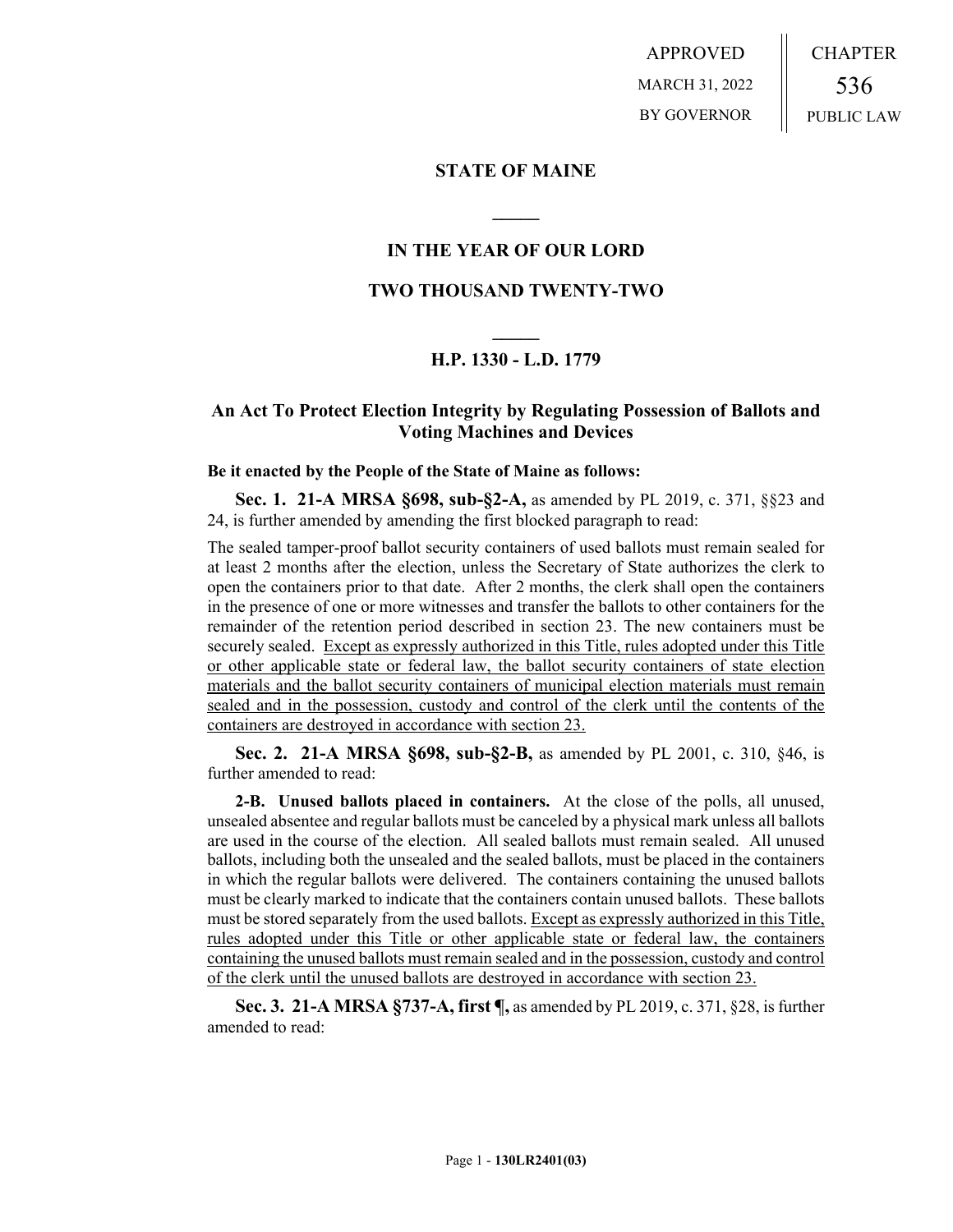APPROVED
MARCH 31, 2022
BY GOVERNOR

CHAPTER
536
PUBLIC LAW

## STATE OF MAINE

## IN THE YEAR OF OUR LORD

## TWO THOUSAND TWENTY-TWO

## H.P. 1330 - L.D. 1779

### An Act To Protect Election Integrity by Regulating Possession of Ballots and Voting Machines and Devices

**Be it enacted by the People of the State of Maine as follows:**

**Sec. 1. 21-A MRSA §698, sub-§2-A,** as amended by PL 2019, c. 371, §§23 and 24, is further amended by amending the first blocked paragraph to read:

The sealed tamper-proof ballot security containers of used ballots must remain sealed for at least 2 months after the election, unless the Secretary of State authorizes the clerk to open the containers prior to that date. After 2 months, the clerk shall open the containers in the presence of one or more witnesses and transfer the ballots to other containers for the remainder of the retention period described in section 23. The new containers must be securely sealed. <u>Except as expressly authorized in this Title, rules adopted under this Title or other applicable state or federal law, the ballot security containers of state election materials and the ballot security containers of municipal election materials must remain sealed and in the possession, custody and control of the clerk until the contents of the containers are destroyed in accordance with section 23.</u>

**Sec. 2. 21-A MRSA §698, sub-§2-B,** as amended by PL 2001, c. 310, §46, is further amended to read:

**2-B. Unused ballots placed in containers.** At the close of the polls, all unused, unsealed absentee and regular ballots must be canceled by a physical mark unless all ballots are used in the course of the election. All sealed ballots must remain sealed. All unused ballots, including both the unsealed and the sealed ballots, must be placed in the containers in which the regular ballots were delivered. The containers containing the unused ballots must be clearly marked to indicate that the containers contain unused ballots. These ballots must be stored separately from the used ballots. <u>Except as expressly authorized in this Title, rules adopted under this Title or other applicable state or federal law, the containers containing the unused ballots must remain sealed and in the possession, custody and control of the clerk until the unused ballots are destroyed in accordance with section 23.</u>

**Sec. 3. 21-A MRSA §737-A, first ¶,** as amended by PL 2019, c. 371, §28, is further amended to read: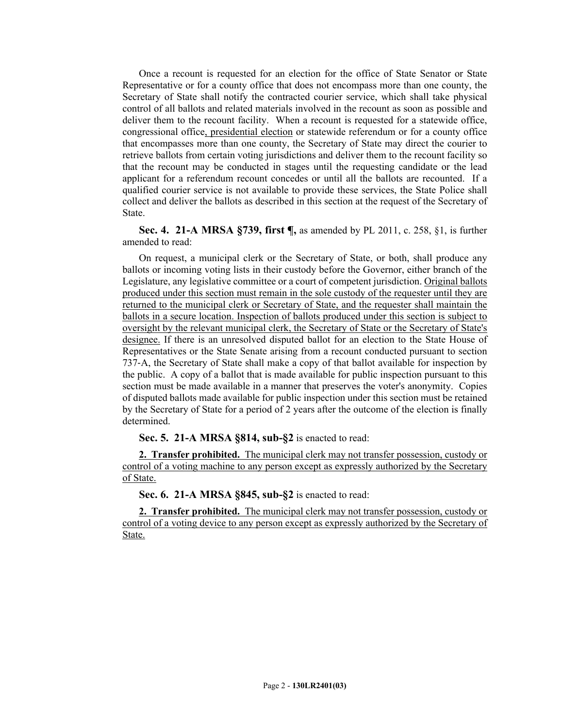Once a recount is requested for an election for the office of State Senator or State Representative or for a county office that does not encompass more than one county, the Secretary of State shall notify the contracted courier service, which shall take physical control of all ballots and related materials involved in the recount as soon as possible and deliver them to the recount facility. When a recount is requested for a statewide office, congressional office, presidential election or statewide referendum or for a county office that encompasses more than one county, the Secretary of State may direct the courier to retrieve ballots from certain voting jurisdictions and deliver them to the recount facility so that the recount may be conducted in stages until the requesting candidate or the lead applicant for a referendum recount concedes or until all the ballots are recounted. If a qualified courier service is not available to provide these services, the State Police shall collect and deliver the ballots as described in this section at the request of the Secretary of State.

**Sec. 4. 21-A MRSA §739, first ¶,** as amended by PL 2011, c. 258, §1, is further amended to read:

On request, a municipal clerk or the Secretary of State, or both, shall produce any ballots or incoming voting lists in their custody before the Governor, either branch of the Legislature, any legislative committee or a court of competent jurisdiction. Original ballots produced under this section must remain in the sole custody of the requester until they are returned to the municipal clerk or Secretary of State, and the requester shall maintain the ballots in a secure location. Inspection of ballots produced under this section is subject to oversight by the relevant municipal clerk, the Secretary of State or the Secretary of State's designee. If there is an unresolved disputed ballot for an election to the State House of Representatives or the State Senate arising from a recount conducted pursuant to section 737-A, the Secretary of State shall make a copy of that ballot available for inspection by the public. A copy of a ballot that is made available for public inspection pursuant to this section must be made available in a manner that preserves the voter's anonymity. Copies of disputed ballots made available for public inspection under this section must be retained by the Secretary of State for a period of 2 years after the outcome of the election is finally determined.

**Sec. 5. 21-A MRSA §814, sub-§2** is enacted to read:

**2. Transfer prohibited.** The municipal clerk may not transfer possession, custody or control of a voting machine to any person except as expressly authorized by the Secretary of State.

**Sec. 6. 21-A MRSA §845, sub-§2** is enacted to read:

**2. Transfer prohibited.** The municipal clerk may not transfer possession, custody or control of a voting device to any person except as expressly authorized by the Secretary of State.